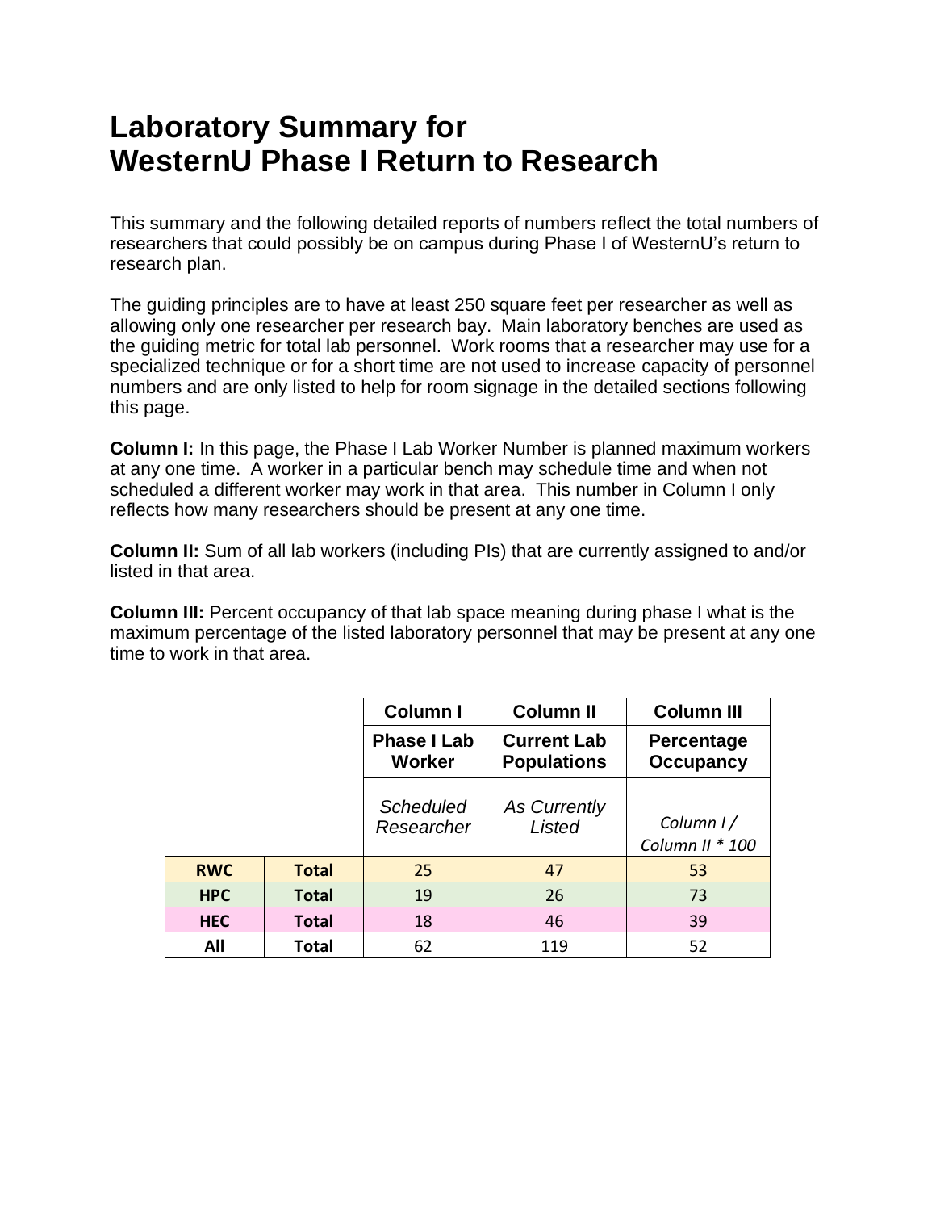# Laboratory Summary for WesternU Phase I Return to Research

This summary and the following detailed reports of numbers reflect the total numbers of researchers that could possibly be on campus during Phase I of WesternU's return to research plan.

The guiding principles are to have at least 250 square feet per researcher as well as allowing only one researcher per research bay. Main laboratory benches are used as the guiding metric for total lab personnel. Work rooms that a researcher may use for a specialized technique or for a short time are not used to increase capacity of personnel numbers and are only listed to help for room signage in the detailed sections following this page.

**Column I:** In this page, the Phase I Lab Worker Number is planned maximum workers at any one time. A worker in a particular bench may schedule time and when not scheduled a different worker may work in that area. This number in Column I only reflects how many researchers should be present at any one time.

**Column II:** Sum of all lab workers (including PIs) that are currently assigned to and/or listed in that area.

**Column III:** Percent occupancy of that lab space meaning during phase I what is the maximum percentage of the listed laboratory personnel that may be present at any one time to work in that area.

| | | Column I | Column II | Column III |
|---|---|---|---|---|
| | | **Phase I Lab Worker** | **Current Lab Populations** | **Percentage Occupancy** |
| | | *Scheduled Researcher* | *As Currently Listed* | *Column I / Column II * 100* |
| **RWC** | **Total** | 25 | 47 | 53 |
| **HPC** | **Total** | 19 | 26 | 73 |
| **HEC** | **Total** | 18 | 46 | 39 |
| **All** | **Total** | 62 | 119 | 52 |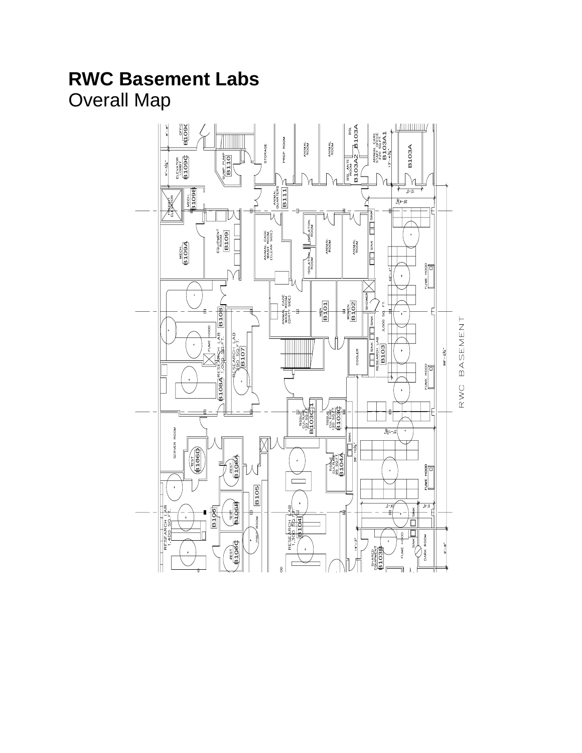# RWC Basement Labs

Overall Map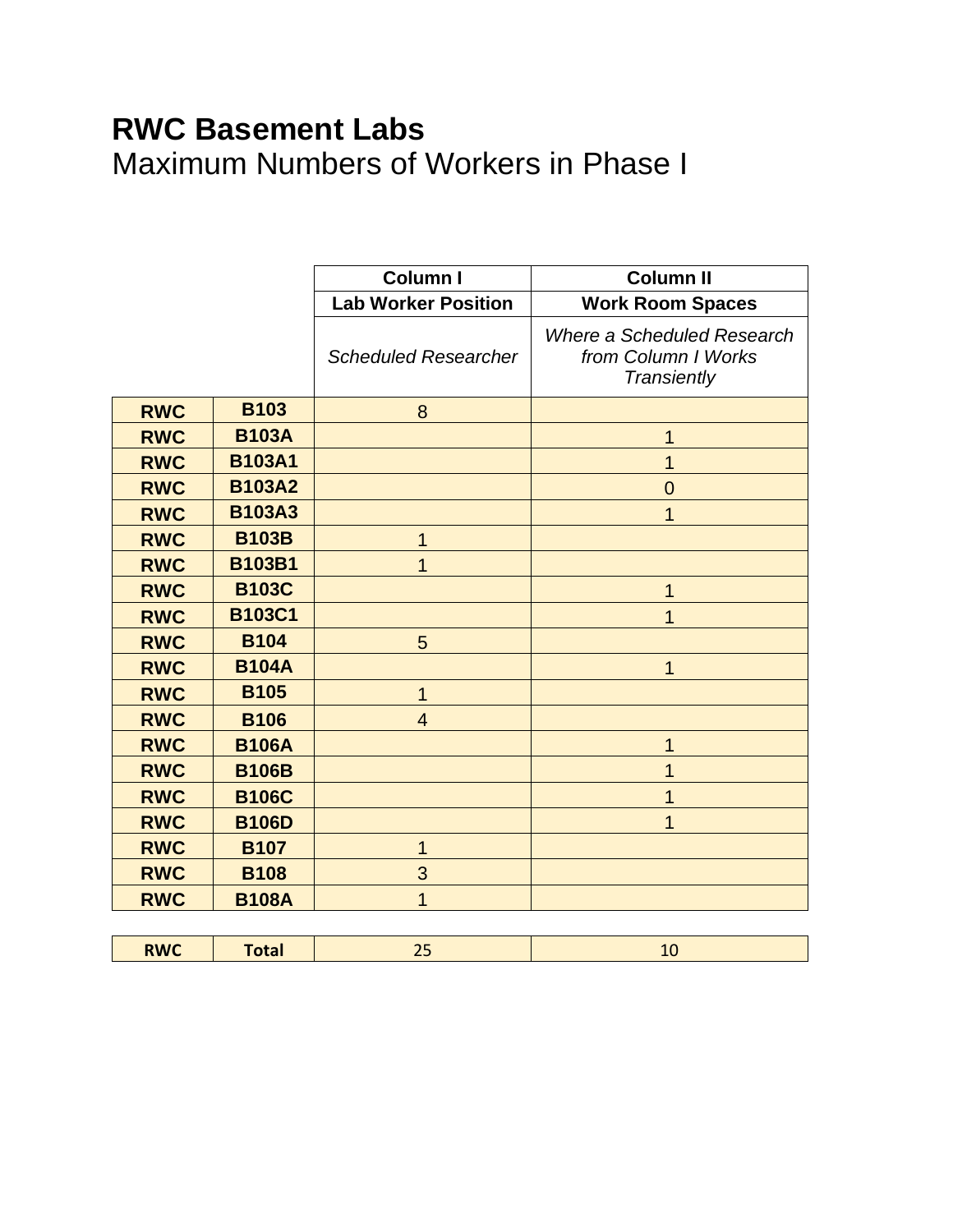# RWC Basement Labs

Maximum Numbers of Workers in Phase I

| | | Column I | Column II |
|---|---|---|---|
| | | **Lab Worker Position** | **Work Room Spaces** |
| | | *Scheduled Researcher* | *Where a Scheduled Research from Column I Works Transiently* |
| **RWC** | **B103** | 8 | |
| **RWC** | **B103A** | | 1 |
| **RWC** | **B103A1** | | 1 |
| **RWC** | **B103A2** | | 0 |
| **RWC** | **B103A3** | | 1 |
| **RWC** | **B103B** | 1 | |
| **RWC** | **B103B1** | 1 | |
| **RWC** | **B103C** | | 1 |
| **RWC** | **B103C1** | | 1 |
| **RWC** | **B104** | 5 | |
| **RWC** | **B104A** | | 1 |
| **RWC** | **B105** | 1 | |
| **RWC** | **B106** | 4 | |
| **RWC** | **B106A** | | 1 |
| **RWC** | **B106B** | | 1 |
| **RWC** | **B106C** | | 1 |
| **RWC** | **B106D** | | 1 |
| **RWC** | **B107** | 1 | |
| **RWC** | **B108** | 3 | |
| **RWC** | **B108A** | 1 | |
| **RWC** | **Total** | 25 | 10 |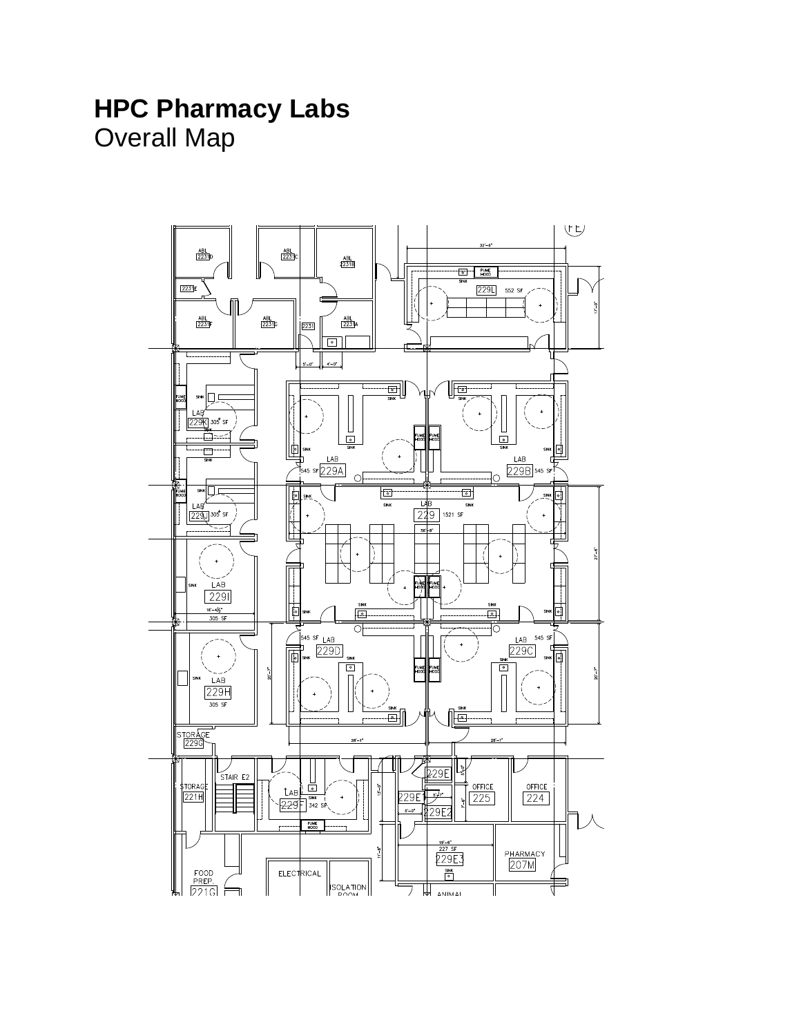# HPC Pharmacy Labs

Overall Map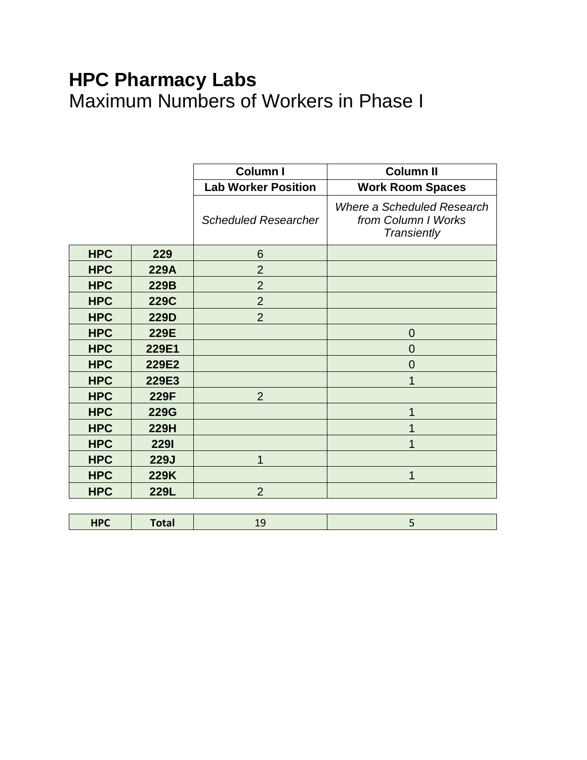# HPC Pharmacy Labs

## Maximum Numbers of Workers in Phase I

| | | Column I | Column II |
|---|---|---|---|
| | | **Lab Worker Position** | **Work Room Spaces** |
| | | *Scheduled Researcher* | *Where a Scheduled Research from Column I Works Transiently* |
| **HPC** | **229** | 6 | |
| **HPC** | **229A** | 2 | |
| **HPC** | **229B** | 2 | |
| **HPC** | **229C** | 2 | |
| **HPC** | **229D** | 2 | |
| **HPC** | **229E** | | 0 |
| **HPC** | **229E1** | | 0 |
| **HPC** | **229E2** | | 0 |
| **HPC** | **229E3** | | 1 |
| **HPC** | **229F** | 2 | |
| **HPC** | **229G** | | 1 |
| **HPC** | **229H** | | 1 |
| **HPC** | **229I** | | 1 |
| **HPC** | **229J** | 1 | |
| **HPC** | **229K** | | 1 |
| **HPC** | **229L** | 2 | |
| **HPC** | **Total** | 19 | 5 |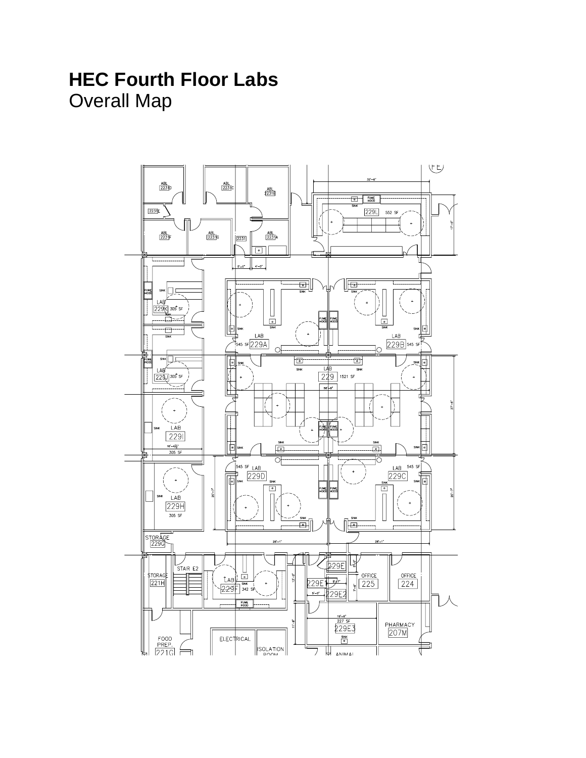# HEC Fourth Floor Labs

Overall Map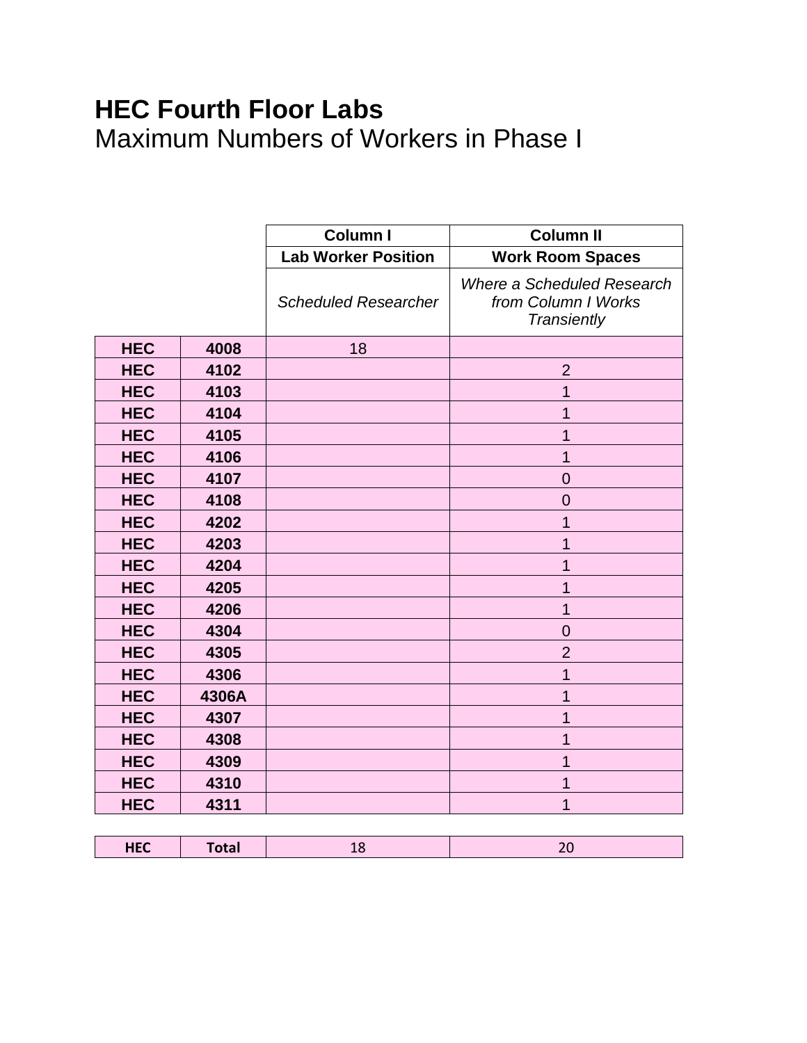# HEC Fourth Floor Labs

Maximum Numbers of Workers in Phase I

| | | Column I | Column II |
|---|---|---|---|
| | | **Lab Worker Position** | **Work Room Spaces** |
| | | *Scheduled Researcher* | *Where a Scheduled Research from Column I Works Transiently* |
| **HEC** | **4008** | 18 | |
| **HEC** | **4102** | | 2 |
| **HEC** | **4103** | | 1 |
| **HEC** | **4104** | | 1 |
| **HEC** | **4105** | | 1 |
| **HEC** | **4106** | | 1 |
| **HEC** | **4107** | | 0 |
| **HEC** | **4108** | | 0 |
| **HEC** | **4202** | | 1 |
| **HEC** | **4203** | | 1 |
| **HEC** | **4204** | | 1 |
| **HEC** | **4205** | | 1 |
| **HEC** | **4206** | | 1 |
| **HEC** | **4304** | | 0 |
| **HEC** | **4305** | | 2 |
| **HEC** | **4306** | | 1 |
| **HEC** | **4306A** | | 1 |
| **HEC** | **4307** | | 1 |
| **HEC** | **4308** | | 1 |
| **HEC** | **4309** | | 1 |
| **HEC** | **4310** | | 1 |
| **HEC** | **4311** | | 1 |
| **HEC** | **Total** | 18 | 20 |